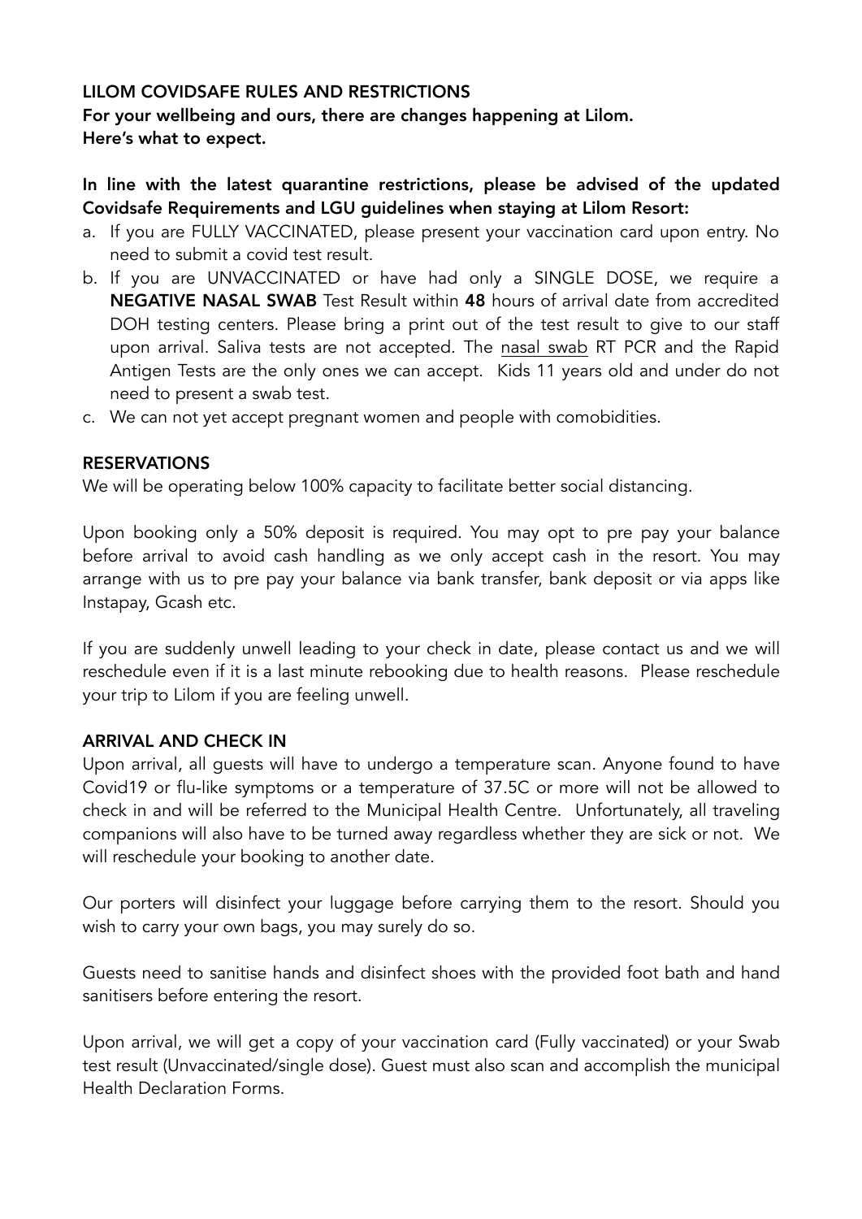**LILOM COVIDSAFE RULES AND RESTRICTIONS**

**For your wellbeing and ours, there are changes happening at Lilom.**
**Here's what to expect.**

**In line with the latest quarantine restrictions, please be advised of the updated Covidsafe Requirements and LGU guidelines when staying at Lilom Resort:**

a. If you are FULLY VACCINATED, please present your vaccination card upon entry. No need to submit a covid test result.
b. If you are UNVACCINATED or have had only a SINGLE DOSE, we require a **NEGATIVE NASAL SWAB** Test Result within **48** hours of arrival date from accredited DOH testing centers. Please bring a print out of the test result to give to our staff upon arrival. Saliva tests are not accepted. The nasal swab RT PCR and the Rapid Antigen Tests are the only ones we can accept. Kids 11 years old and under do not need to present a swab test.
c. We can not yet accept pregnant women and people with comobidities.

**RESERVATIONS**

We will be operating below 100% capacity to facilitate better social distancing.

Upon booking only a 50% deposit is required. You may opt to pre pay your balance before arrival to avoid cash handling as we only accept cash in the resort. You may arrange with us to pre pay your balance via bank transfer, bank deposit or via apps like Instapay, Gcash etc.

If you are suddenly unwell leading to your check in date, please contact us and we will reschedule even if it is a last minute rebooking due to health reasons. Please reschedule your trip to Lilom if you are feeling unwell.

**ARRIVAL AND CHECK IN**

Upon arrival, all guests will have to undergo a temperature scan. Anyone found to have Covid19 or flu-like symptoms or a temperature of 37.5C or more will not be allowed to check in and will be referred to the Municipal Health Centre. Unfortunately, all traveling companions will also have to be turned away regardless whether they are sick or not. We will reschedule your booking to another date.

Our porters will disinfect your luggage before carrying them to the resort. Should you wish to carry your own bags, you may surely do so.

Guests need to sanitise hands and disinfect shoes with the provided foot bath and hand sanitisers before entering the resort.

Upon arrival, we will get a copy of your vaccination card (Fully vaccinated) or your Swab test result (Unvaccinated/single dose). Guest must also scan and accomplish the municipal Health Declaration Forms.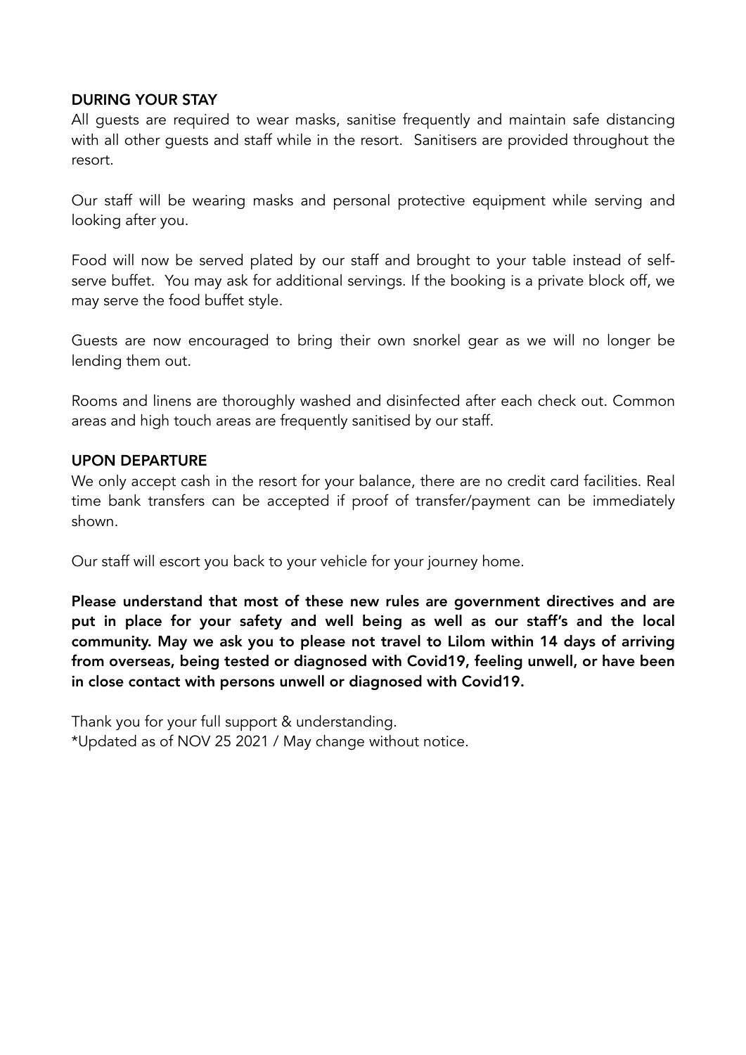## DURING YOUR STAY

All guests are required to wear masks, sanitise frequently and maintain safe distancing with all other guests and staff while in the resort. Sanitisers are provided throughout the resort.

Our staff will be wearing masks and personal protective equipment while serving and looking after you.

Food will now be served plated by our staff and brought to your table instead of self-serve buffet. You may ask for additional servings. If the booking is a private block off, we may serve the food buffet style.

Guests are now encouraged to bring their own snorkel gear as we will no longer be lending them out.

Rooms and linens are thoroughly washed and disinfected after each check out. Common areas and high touch areas are frequently sanitised by our staff.

## UPON DEPARTURE

We only accept cash in the resort for your balance, there are no credit card facilities. Real time bank transfers can be accepted if proof of transfer/payment can be immediately shown.

Our staff will escort you back to your vehicle for your journey home.

**Please understand that most of these new rules are government directives and are put in place for your safety and well being as well as our staff's and the local community. May we ask you to please not travel to Lilom within 14 days of arriving from overseas, being tested or diagnosed with Covid19, feeling unwell, or have been in close contact with persons unwell or diagnosed with Covid19.**

Thank you for your full support & understanding.
*Updated as of NOV 25 2021 / May change without notice.